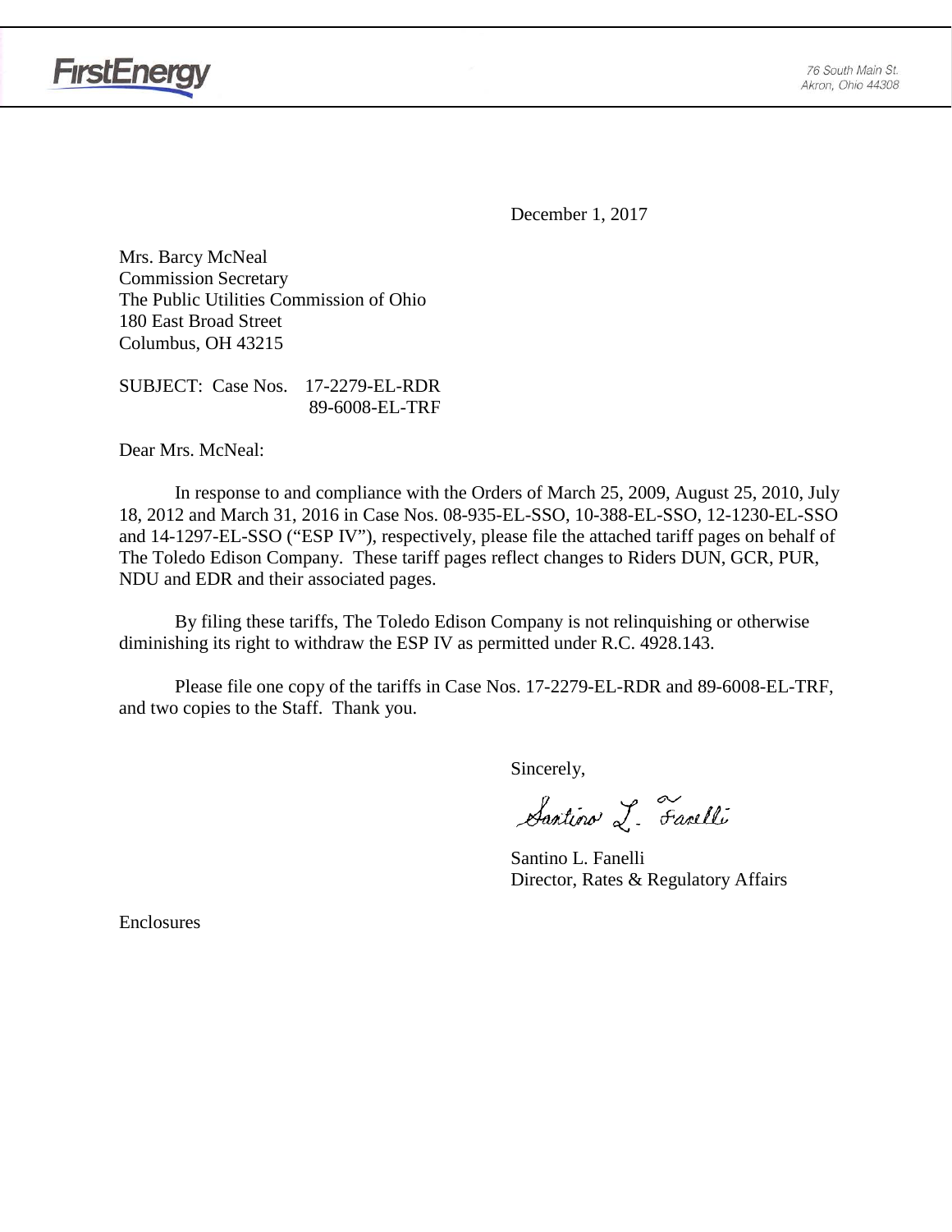FirstEnergy

76 South Main St.
Akron, Ohio 44308

December 1, 2017

Mrs. Barcy McNeal
Commission Secretary
The Public Utilities Commission of Ohio
180 East Broad Street
Columbus, OH 43215

SUBJECT: Case Nos. 17-2279-EL-RDR
89-6008-EL-TRF

Dear Mrs. McNeal:

In response to and compliance with the Orders of March 25, 2009, August 25, 2010, July 18, 2012 and March 31, 2016 in Case Nos. 08-935-EL-SSO, 10-388-EL-SSO, 12-1230-EL-SSO and 14-1297-EL-SSO ("ESP IV"), respectively, please file the attached tariff pages on behalf of The Toledo Edison Company. These tariff pages reflect changes to Riders DUN, GCR, PUR, NDU and EDR and their associated pages.

By filing these tariffs, The Toledo Edison Company is not relinquishing or otherwise diminishing its right to withdraw the ESP IV as permitted under R.C. 4928.143.

Please file one copy of the tariffs in Case Nos. 17-2279-EL-RDR and 89-6008-EL-TRF, and two copies to the Staff. Thank you.

Sincerely,

Santino L. Fanelli

Santino L. Fanelli
Director, Rates & Regulatory Affairs

Enclosures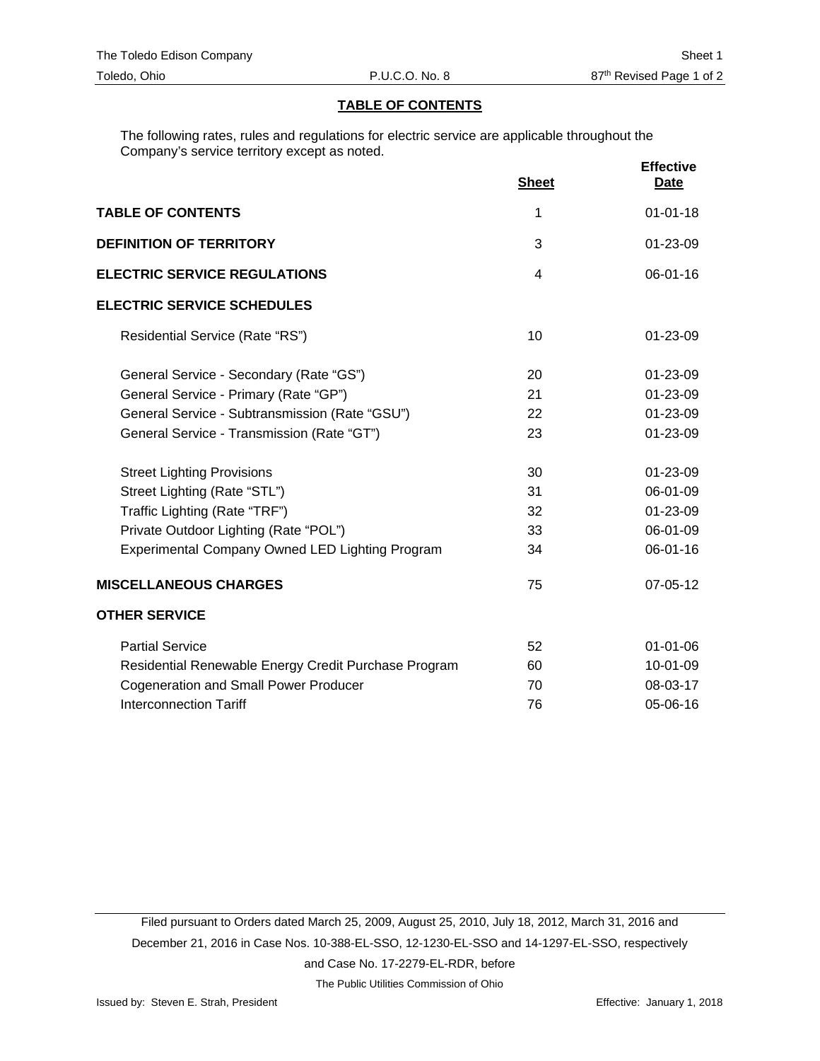## TABLE OF CONTENTS

The following rates, rules and regulations for electric service are applicable throughout the Company's service territory except as noted.

| | Sheet | Effective Date |
|---|---|---|
| **TABLE OF CONTENTS** | 1 | 01-01-18 |
| **DEFINITION OF TERRITORY** | 3 | 01-23-09 |
| **ELECTRIC SERVICE REGULATIONS** | 4 | 06-01-16 |
| **ELECTRIC SERVICE SCHEDULES** | | |
| Residential Service (Rate "RS") | 10 | 01-23-09 |
| General Service - Secondary (Rate "GS") | 20 | 01-23-09 |
| General Service - Primary (Rate "GP") | 21 | 01-23-09 |
| General Service - Subtransmission (Rate "GSU") | 22 | 01-23-09 |
| General Service - Transmission (Rate "GT") | 23 | 01-23-09 |
| Street Lighting Provisions | 30 | 01-23-09 |
| Street Lighting (Rate "STL") | 31 | 06-01-09 |
| Traffic Lighting (Rate "TRF") | 32 | 01-23-09 |
| Private Outdoor Lighting (Rate "POL") | 33 | 06-01-09 |
| Experimental Company Owned LED Lighting Program | 34 | 06-01-16 |
| **MISCELLANEOUS CHARGES** | 75 | 07-05-12 |
| **OTHER SERVICE** | | |
| Partial Service | 52 | 01-01-06 |
| Residential Renewable Energy Credit Purchase Program | 60 | 10-01-09 |
| Cogeneration and Small Power Producer | 70 | 08-03-17 |
| Interconnection Tariff | 76 | 05-06-16 |

Filed pursuant to Orders dated March 25, 2009, August 25, 2010, July 18, 2012, March 31, 2016 and December 21, 2016 in Case Nos. 10-388-EL-SSO, 12-1230-EL-SSO and 14-1297-EL-SSO, respectively and Case No. 17-2279-EL-RDR, before

The Public Utilities Commission of Ohio

Issued by: Steven E. Strah, President

Effective: January 1, 2018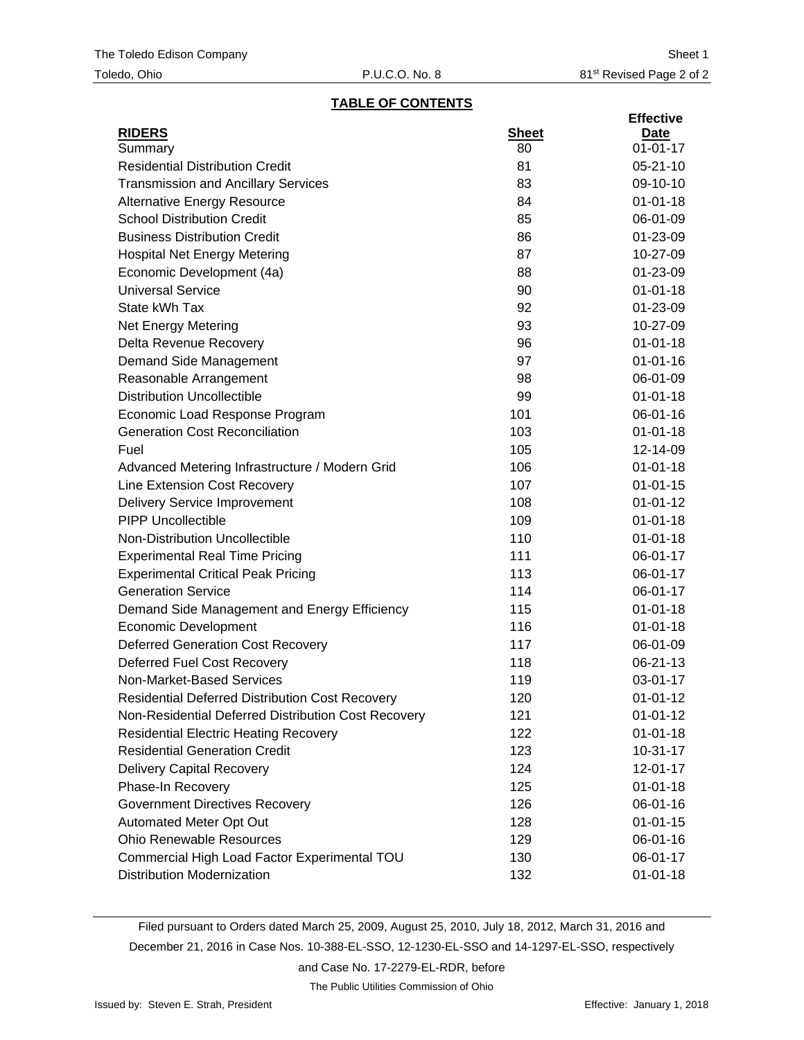The Toledo Edison Company — Sheet 1
Toledo, Ohio — P.U.C.O. No. 8 — 81st Revised Page 2 of 2

## TABLE OF CONTENTS

| RIDERS | Sheet | Effective Date |
|---|---|---|
| Summary | 80 | 01-01-17 |
| Residential Distribution Credit | 81 | 05-21-10 |
| Transmission and Ancillary Services | 83 | 09-10-10 |
| Alternative Energy Resource | 84 | 01-01-18 |
| School Distribution Credit | 85 | 06-01-09 |
| Business Distribution Credit | 86 | 01-23-09 |
| Hospital Net Energy Metering | 87 | 10-27-09 |
| Economic Development (4a) | 88 | 01-23-09 |
| Universal Service | 90 | 01-01-18 |
| State kWh Tax | 92 | 01-23-09 |
| Net Energy Metering | 93 | 10-27-09 |
| Delta Revenue Recovery | 96 | 01-01-18 |
| Demand Side Management | 97 | 01-01-16 |
| Reasonable Arrangement | 98 | 06-01-09 |
| Distribution Uncollectible | 99 | 01-01-18 |
| Economic Load Response Program | 101 | 06-01-16 |
| Generation Cost Reconciliation | 103 | 01-01-18 |
| Fuel | 105 | 12-14-09 |
| Advanced Metering Infrastructure / Modern Grid | 106 | 01-01-18 |
| Line Extension Cost Recovery | 107 | 01-01-15 |
| Delivery Service Improvement | 108 | 01-01-12 |
| PIPP Uncollectible | 109 | 01-01-18 |
| Non-Distribution Uncollectible | 110 | 01-01-18 |
| Experimental Real Time Pricing | 111 | 06-01-17 |
| Experimental Critical Peak Pricing | 113 | 06-01-17 |
| Generation Service | 114 | 06-01-17 |
| Demand Side Management and Energy Efficiency | 115 | 01-01-18 |
| Economic Development | 116 | 01-01-18 |
| Deferred Generation Cost Recovery | 117 | 06-01-09 |
| Deferred Fuel Cost Recovery | 118 | 06-21-13 |
| Non-Market-Based Services | 119 | 03-01-17 |
| Residential Deferred Distribution Cost Recovery | 120 | 01-01-12 |
| Non-Residential Deferred Distribution Cost Recovery | 121 | 01-01-12 |
| Residential Electric Heating Recovery | 122 | 01-01-18 |
| Residential Generation Credit | 123 | 10-31-17 |
| Delivery Capital Recovery | 124 | 12-01-17 |
| Phase-In Recovery | 125 | 01-01-18 |
| Government Directives Recovery | 126 | 06-01-16 |
| Automated Meter Opt Out | 128 | 01-01-15 |
| Ohio Renewable Resources | 129 | 06-01-16 |
| Commercial High Load Factor Experimental TOU | 130 | 06-01-17 |
| Distribution Modernization | 132 | 01-01-18 |

Filed pursuant to Orders dated March 25, 2009, August 25, 2010, July 18, 2012, March 31, 2016 and December 21, 2016 in Case Nos. 10-388-EL-SSO, 12-1230-EL-SSO and 14-1297-EL-SSO, respectively and Case No. 17-2279-EL-RDR, before

The Public Utilities Commission of Ohio

Issued by: Steven E. Strah, President — Effective: January 1, 2018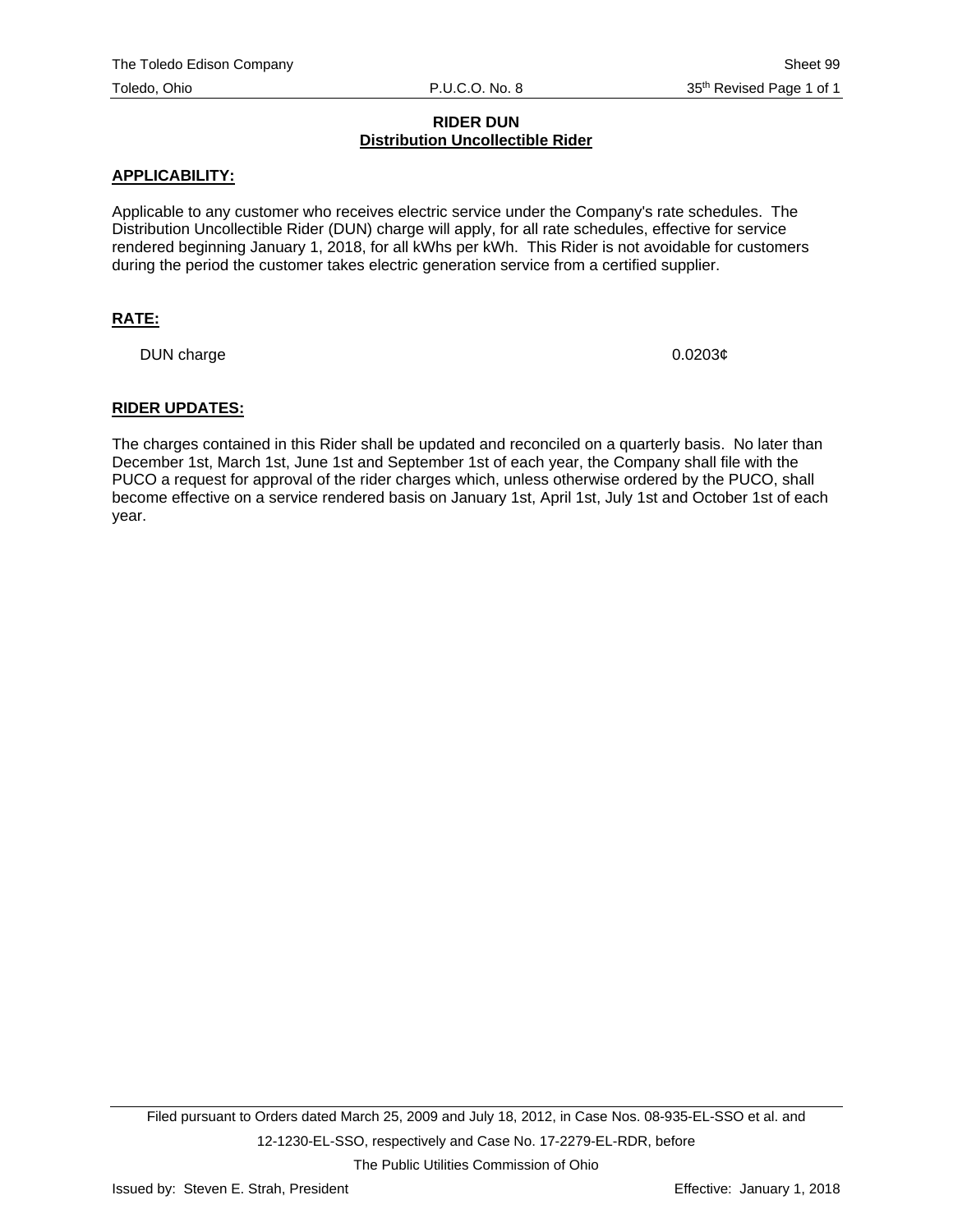## RIDER DUN
### Distribution Uncollectible Rider

**APPLICABILITY:**

Applicable to any customer who receives electric service under the Company's rate schedules. The Distribution Uncollectible Rider (DUN) charge will apply, for all rate schedules, effective for service rendered beginning January 1, 2018, for all kWhs per kWh. This Rider is not avoidable for customers during the period the customer takes electric generation service from a certified supplier.

**RATE:**

| | |
|---|---|
| DUN charge | 0.0203¢ |

**RIDER UPDATES:**

The charges contained in this Rider shall be updated and reconciled on a quarterly basis. No later than December 1st, March 1st, June 1st and September 1st of each year, the Company shall file with the PUCO a request for approval of the rider charges which, unless otherwise ordered by the PUCO, shall become effective on a service rendered basis on January 1st, April 1st, July 1st and October 1st of each year.

Filed pursuant to Orders dated March 25, 2009 and July 18, 2012, in Case Nos. 08-935-EL-SSO et al. and 12-1230-EL-SSO, respectively and Case No. 17-2279-EL-RDR, before The Public Utilities Commission of Ohio

Issued by: Steven E. Strah, President

Effective: January 1, 2018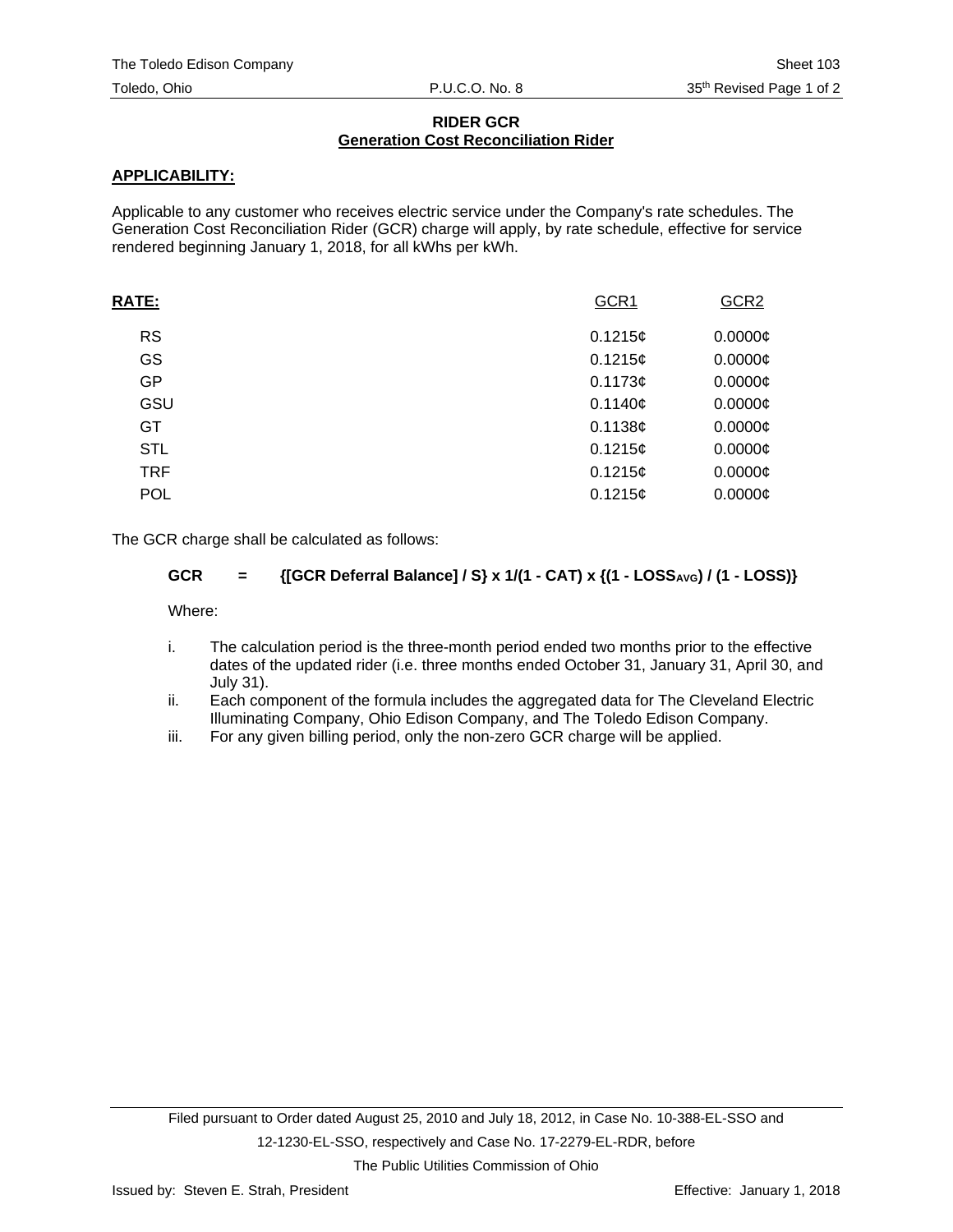# RIDER GCR
## Generation Cost Reconciliation Rider

**APPLICABILITY:**

Applicable to any customer who receives electric service under the Company's rate schedules. The Generation Cost Reconciliation Rider (GCR) charge will apply, by rate schedule, effective for service rendered beginning January 1, 2018, for all kWhs per kWh.

| **RATE:** | GCR1 | GCR2 |
|---|---|---|
| RS | 0.1215¢ | 0.0000¢ |
| GS | 0.1215¢ | 0.0000¢ |
| GP | 0.1173¢ | 0.0000¢ |
| GSU | 0.1140¢ | 0.0000¢ |
| GT | 0.1138¢ | 0.0000¢ |
| STL | 0.1215¢ | 0.0000¢ |
| TRF | 0.1215¢ | 0.0000¢ |
| POL | 0.1215¢ | 0.0000¢ |

The GCR charge shall be calculated as follows:

$$\textbf{GCR} = \{[\text{GCR Deferral Balance}] / S\} \times 1/(1 - CAT) \times \{(1 - LOSS_{AVG}) / (1 - LOSS)\}$$

Where:

i. The calculation period is the three-month period ended two months prior to the effective dates of the updated rider (i.e. three months ended October 31, January 31, April 30, and July 31).

ii. Each component of the formula includes the aggregated data for The Cleveland Electric Illuminating Company, Ohio Edison Company, and The Toledo Edison Company.

iii. For any given billing period, only the non-zero GCR charge will be applied.

Filed pursuant to Order dated August 25, 2010 and July 18, 2012, in Case No. 10-388-EL-SSO and 12-1230-EL-SSO, respectively and Case No. 17-2279-EL-RDR, before The Public Utilities Commission of Ohio

Issued by: Steven E. Strah, President

Effective: January 1, 2018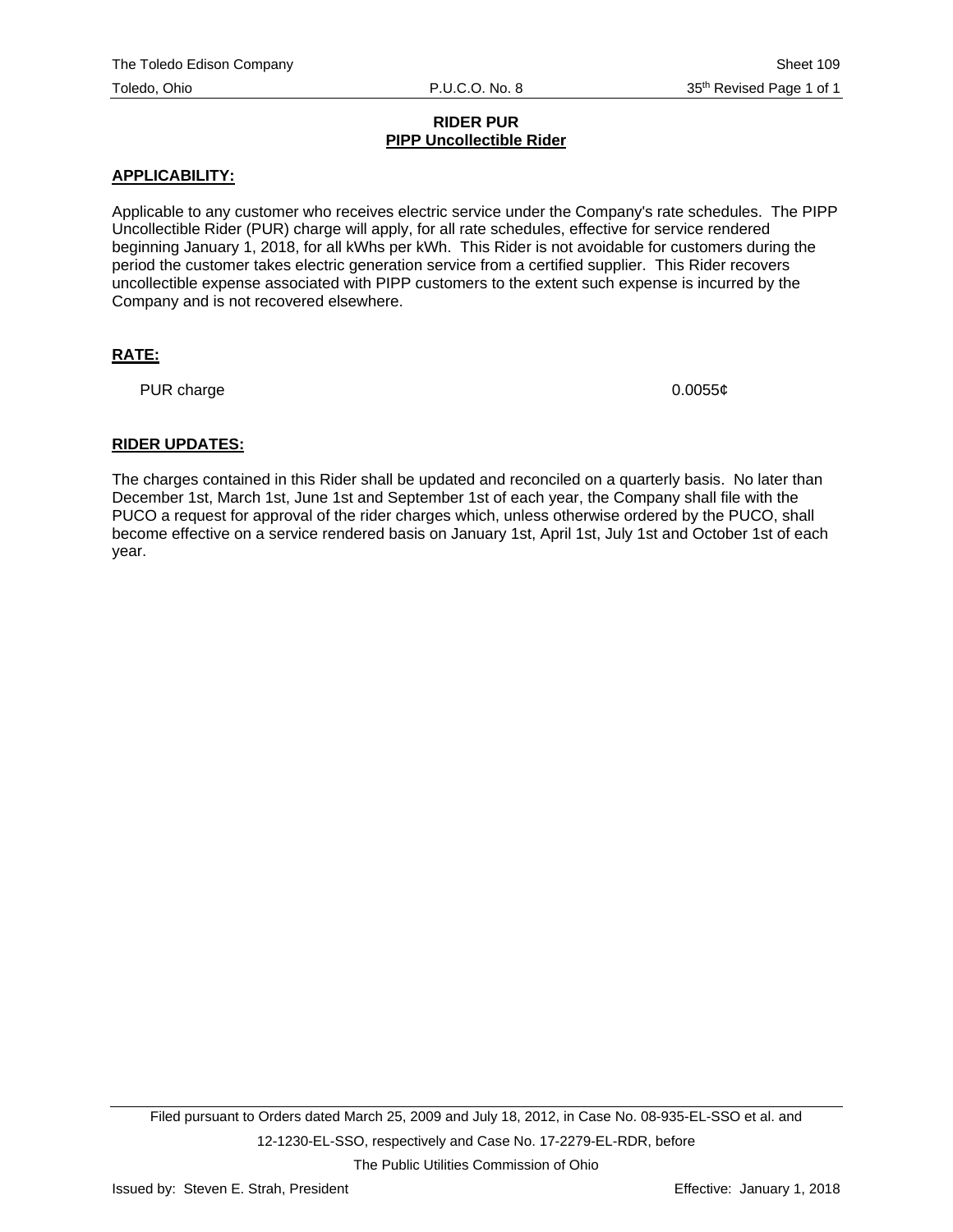# RIDER PUR

## PIPP Uncollectible Rider

### APPLICABILITY:

Applicable to any customer who receives electric service under the Company's rate schedules. The PIPP Uncollectible Rider (PUR) charge will apply, for all rate schedules, effective for service rendered beginning January 1, 2018, for all kWhs per kWh. This Rider is not avoidable for customers during the period the customer takes electric generation service from a certified supplier. This Rider recovers uncollectible expense associated with PIPP customers to the extent such expense is incurred by the Company and is not recovered elsewhere.

### RATE:

| | |
|---|---|
| PUR charge | 0.0055¢ |

### RIDER UPDATES:

The charges contained in this Rider shall be updated and reconciled on a quarterly basis. No later than December 1st, March 1st, June 1st and September 1st of each year, the Company shall file with the PUCO a request for approval of the rider charges which, unless otherwise ordered by the PUCO, shall become effective on a service rendered basis on January 1st, April 1st, July 1st and October 1st of each year.

Filed pursuant to Orders dated March 25, 2009 and July 18, 2012, in Case No. 08-935-EL-SSO et al. and 12-1230-EL-SSO, respectively and Case No. 17-2279-EL-RDR, before The Public Utilities Commission of Ohio

Issued by: Steven E. Strah, President

Effective: January 1, 2018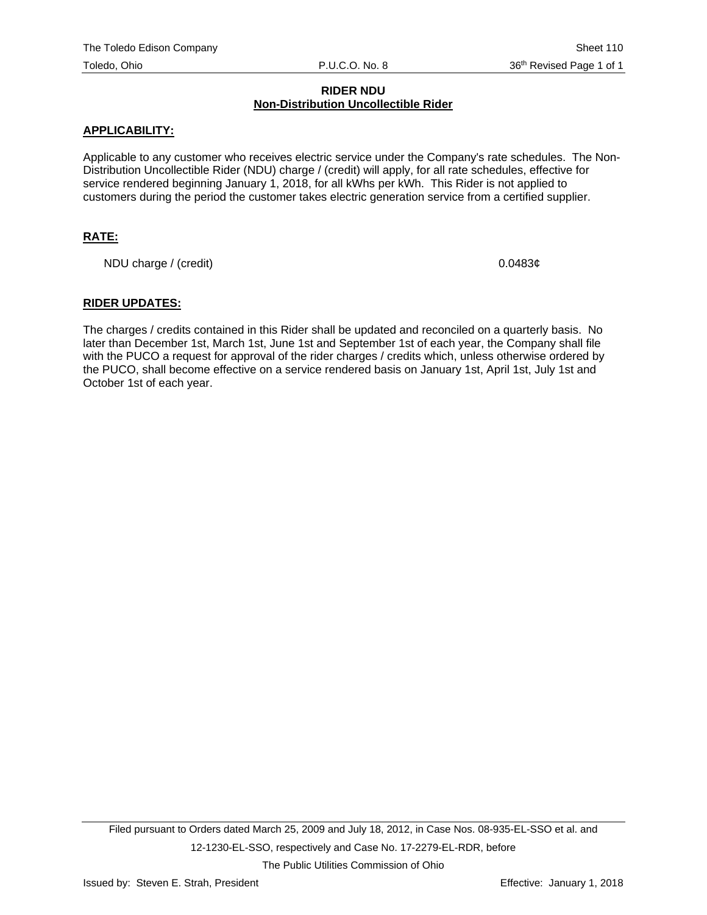# RIDER NDU

## Non-Distribution Uncollectible Rider

**APPLICABILITY:**

Applicable to any customer who receives electric service under the Company's rate schedules. The Non-Distribution Uncollectible Rider (NDU) charge / (credit) will apply, for all rate schedules, effective for service rendered beginning January 1, 2018, for all kWhs per kWh. This Rider is not applied to customers during the period the customer takes electric generation service from a certified supplier.

**RATE:**

| | |
|---|---|
| NDU charge / (credit) | 0.0483¢ |

**RIDER UPDATES:**

The charges / credits contained in this Rider shall be updated and reconciled on a quarterly basis. No later than December 1st, March 1st, June 1st and September 1st of each year, the Company shall file with the PUCO a request for approval of the rider charges / credits which, unless otherwise ordered by the PUCO, shall become effective on a service rendered basis on January 1st, April 1st, July 1st and October 1st of each year.

Filed pursuant to Orders dated March 25, 2009 and July 18, 2012, in Case Nos. 08-935-EL-SSO et al. and 12-1230-EL-SSO, respectively and Case No. 17-2279-EL-RDR, before The Public Utilities Commission of Ohio

Issued by: Steven E. Strah, President

Effective: January 1, 2018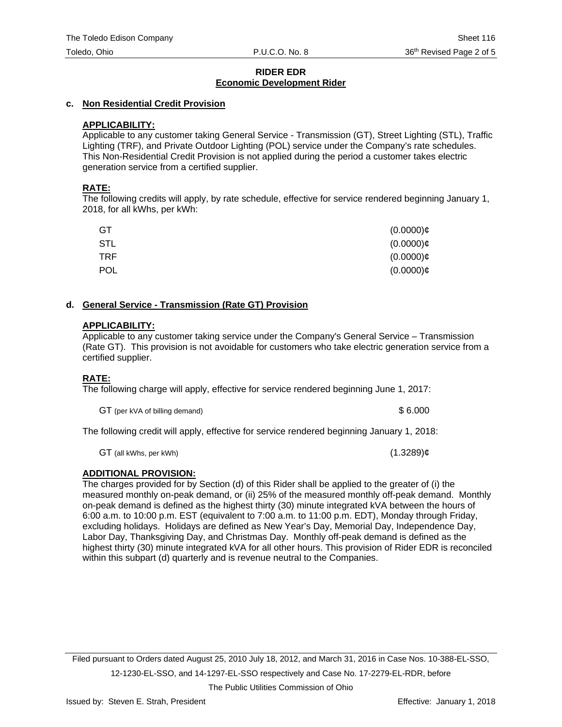## RIDER EDR
## Economic Development Rider

### c. Non Residential Credit Provision

**APPLICABILITY:**
Applicable to any customer taking General Service - Transmission (GT), Street Lighting (STL), Traffic Lighting (TRF), and Private Outdoor Lighting (POL) service under the Company's rate schedules. This Non-Residential Credit Provision is not applied during the period a customer takes electric generation service from a certified supplier.

**RATE:**
The following credits will apply, by rate schedule, effective for service rendered beginning January 1, 2018, for all kWhs, per kWh:

| | |
|---|---|
| GT | (0.0000)¢ |
| STL | (0.0000)¢ |
| TRF | (0.0000)¢ |
| POL | (0.0000)¢ |

### d. General Service - Transmission (Rate GT) Provision

**APPLICABILITY:**
Applicable to any customer taking service under the Company's General Service – Transmission (Rate GT). This provision is not avoidable for customers who take electric generation service from a certified supplier.

**RATE:**
The following charge will apply, effective for service rendered beginning June 1, 2017:

| | |
|---|---|
| GT (per kVA of billing demand) | $ 6.000 |

The following credit will apply, effective for service rendered beginning January 1, 2018:

| | |
|---|---|
| GT (all kWhs, per kWh) | (1.3289)¢ |

**ADDITIONAL PROVISION:**
The charges provided for by Section (d) of this Rider shall be applied to the greater of (i) the measured monthly on-peak demand, or (ii) 25% of the measured monthly off-peak demand. Monthly on-peak demand is defined as the highest thirty (30) minute integrated kVA between the hours of 6:00 a.m. to 10:00 p.m. EST (equivalent to 7:00 a.m. to 11:00 p.m. EDT), Monday through Friday, excluding holidays. Holidays are defined as New Year's Day, Memorial Day, Independence Day, Labor Day, Thanksgiving Day, and Christmas Day. Monthly off-peak demand is defined as the highest thirty (30) minute integrated kVA for all other hours. This provision of Rider EDR is reconciled within this subpart (d) quarterly and is revenue neutral to the Companies.

Filed pursuant to Orders dated August 25, 2010 July 18, 2012, and March 31, 2016 in Case Nos. 10-388-EL-SSO, 12-1230-EL-SSO, and 14-1297-EL-SSO respectively and Case No. 17-2279-EL-RDR, before The Public Utilities Commission of Ohio

Issued by: Steven E. Strah, President

Effective: January 1, 2018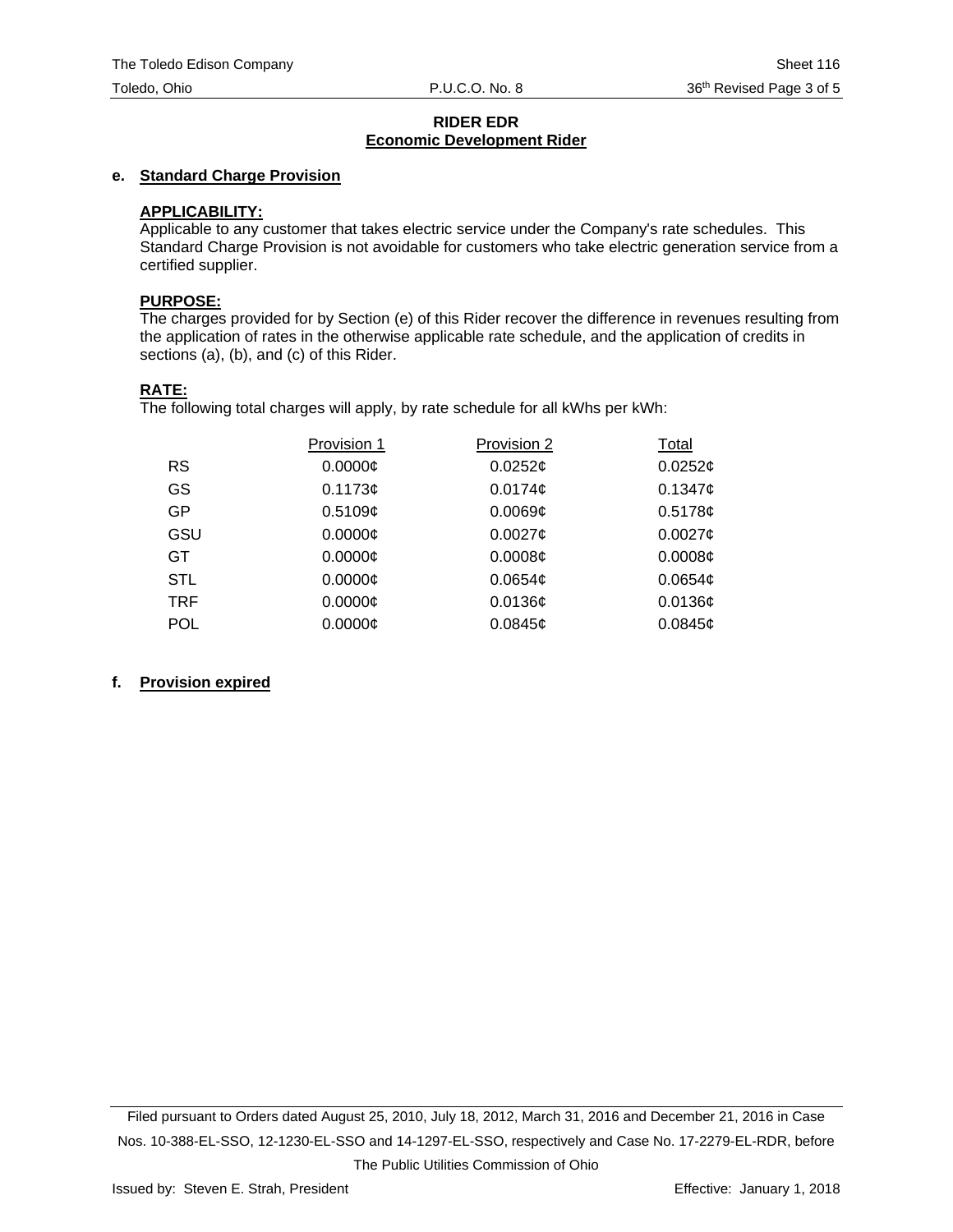## RIDER EDR
## Economic Development Rider

**e. Standard Charge Provision**

**APPLICABILITY:**
Applicable to any customer that takes electric service under the Company's rate schedules. This Standard Charge Provision is not avoidable for customers who take electric generation service from a certified supplier.

**PURPOSE:**
The charges provided for by Section (e) of this Rider recover the difference in revenues resulting from the application of rates in the otherwise applicable rate schedule, and the application of credits in sections (a), (b), and (c) of this Rider.

**RATE:**
The following total charges will apply, by rate schedule for all kWhs per kWh:

| | Provision 1 | Provision 2 | Total |
|---|---|---|---|
| RS | 0.0000¢ | 0.0252¢ | 0.0252¢ |
| GS | 0.1173¢ | 0.0174¢ | 0.1347¢ |
| GP | 0.5109¢ | 0.0069¢ | 0.5178¢ |
| GSU | 0.0000¢ | 0.0027¢ | 0.0027¢ |
| GT | 0.0000¢ | 0.0008¢ | 0.0008¢ |
| STL | 0.0000¢ | 0.0654¢ | 0.0654¢ |
| TRF | 0.0000¢ | 0.0136¢ | 0.0136¢ |
| POL | 0.0000¢ | 0.0845¢ | 0.0845¢ |

**f. Provision expired**

Filed pursuant to Orders dated August 25, 2010, July 18, 2012, March 31, 2016 and December 21, 2016 in Case Nos. 10-388-EL-SSO, 12-1230-EL-SSO and 14-1297-EL-SSO, respectively and Case No. 17-2279-EL-RDR, before The Public Utilities Commission of Ohio

Issued by: Steven E. Strah, President — Effective: January 1, 2018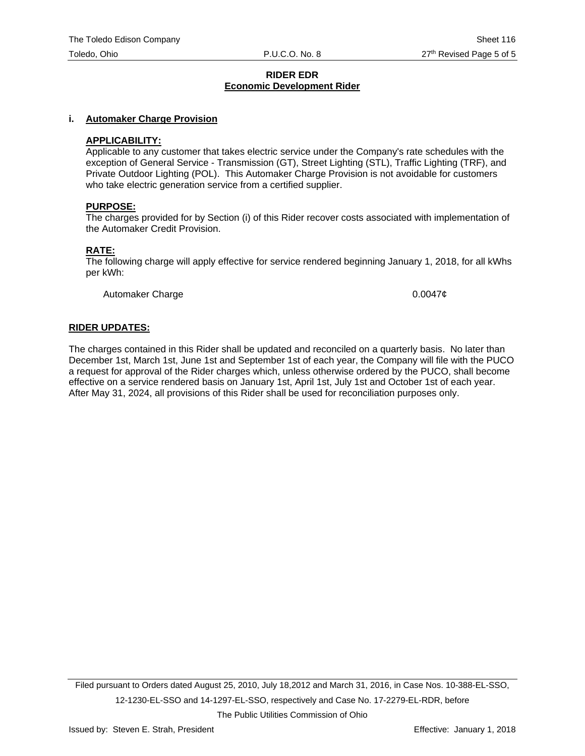# RIDER EDR
## Economic Development Rider

### i. Automaker Charge Provision

**APPLICABILITY:**

Applicable to any customer that takes electric service under the Company's rate schedules with the exception of General Service - Transmission (GT), Street Lighting (STL), Traffic Lighting (TRF), and Private Outdoor Lighting (POL). This Automaker Charge Provision is not avoidable for customers who take electric generation service from a certified supplier.

**PURPOSE:**

The charges provided for by Section (i) of this Rider recover costs associated with implementation of the Automaker Credit Provision.

**RATE:**

The following charge will apply effective for service rendered beginning January 1, 2018, for all kWhs per kWh:

| | |
|---|---|
| Automaker Charge | 0.0047¢ |

**RIDER UPDATES:**

The charges contained in this Rider shall be updated and reconciled on a quarterly basis. No later than December 1st, March 1st, June 1st and September 1st of each year, the Company will file with the PUCO a request for approval of the Rider charges which, unless otherwise ordered by the PUCO, shall become effective on a service rendered basis on January 1st, April 1st, July 1st and October 1st of each year. After May 31, 2024, all provisions of this Rider shall be used for reconciliation purposes only.

Filed pursuant to Orders dated August 25, 2010, July 18,2012 and March 31, 2016, in Case Nos. 10-388-EL-SSO, 12-1230-EL-SSO and 14-1297-EL-SSO, respectively and Case No. 17-2279-EL-RDR, before The Public Utilities Commission of Ohio

Issued by: Steven E. Strah, President

Effective: January 1, 2018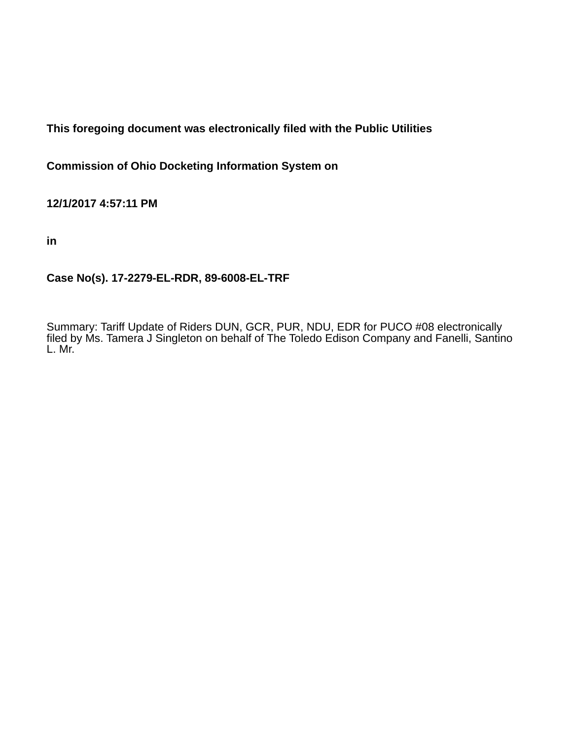**This foregoing document was electronically filed with the Public Utilities**

**Commission of Ohio Docketing Information System on**

**12/1/2017 4:57:11 PM**

**in**

**Case No(s). 17-2279-EL-RDR, 89-6008-EL-TRF**

Summary: Tariff Update of Riders DUN, GCR, PUR, NDU, EDR for PUCO #08 electronically filed by Ms. Tamera J Singleton on behalf of The Toledo Edison Company and Fanelli, Santino L. Mr.